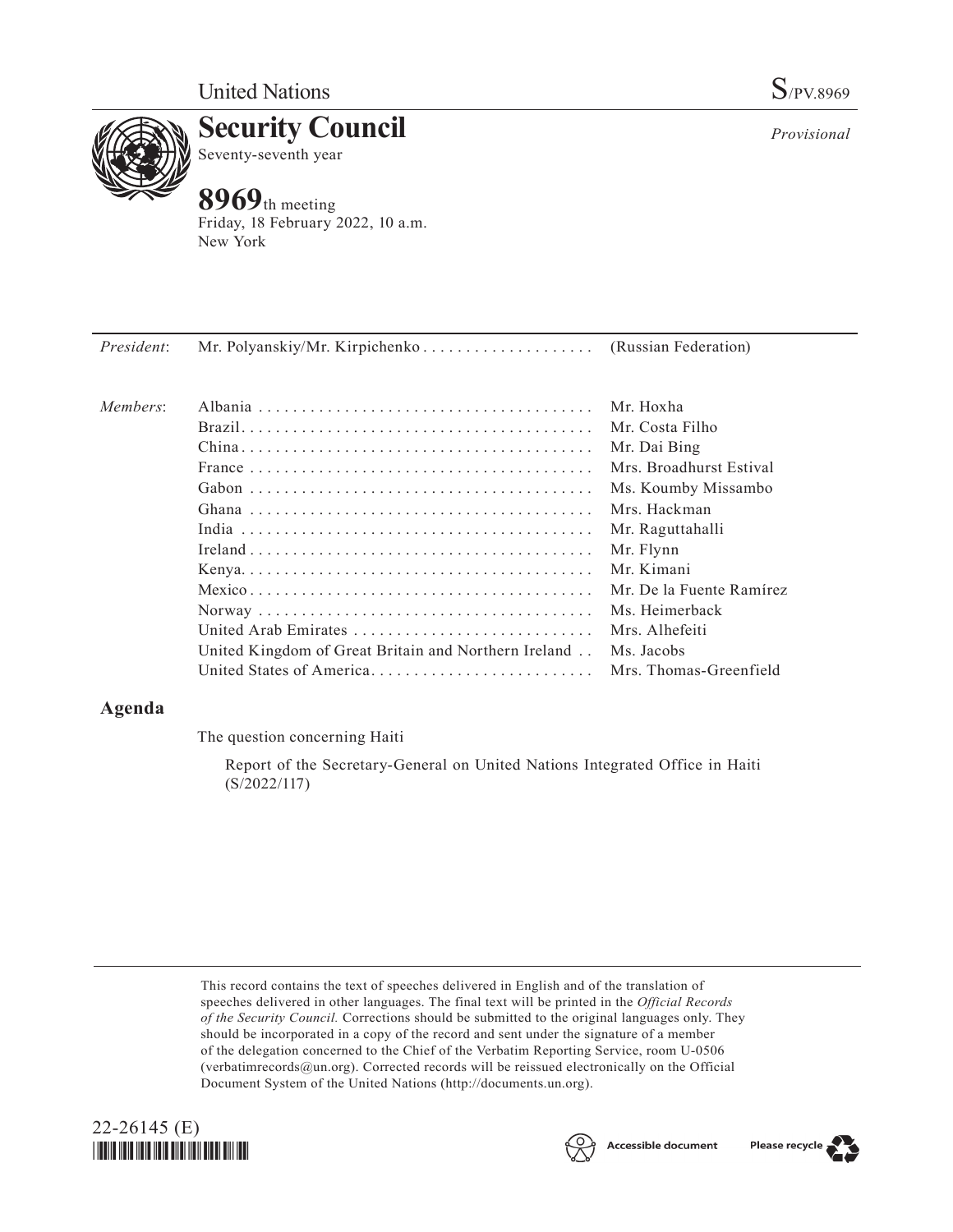United Nations

S/PV.8969

# Security Council

Seventy-seventh year

*Provisional*

## 8969th meeting

Friday, 18 February 2022, 10 a.m.
New York

| | | |
|---|---|---|
| *President*: | Mr. Polyanskiy/Mr. Kirpichenko | (Russian Federation) |
| *Members*: | Albania | Mr. Hoxha |
| | Brazil | Mr. Costa Filho |
| | China | Mr. Dai Bing |
| | France | Mrs. Broadhurst Estival |
| | Gabon | Ms. Koumby Missambo |
| | Ghana | Mrs. Hackman |
| | India | Mr. Raguttahalli |
| | Ireland | Mr. Flynn |
| | Kenya | Mr. Kimani |
| | Mexico | Mr. De la Fuente Ramírez |
| | Norway | Ms. Heimerback |
| | United Arab Emirates | Mrs. Alhefeiti |
| | United Kingdom of Great Britain and Northern Ireland | Ms. Jacobs |
| | United States of America | Mrs. Thomas-Greenfield |

## Agenda

The question concerning Haiti

Report of the Secretary-General on United Nations Integrated Office in Haiti (S/2022/117)

This record contains the text of speeches delivered in English and of the translation of speeches delivered in other languages. The final text will be printed in the *Official Records of the Security Council*. Corrections should be submitted to the original languages only. They should be incorporated in a copy of the record and sent under the signature of a member of the delegation concerned to the Chief of the Verbatim Reporting Service, room U-0506 (verbatimrecords@un.org). Corrected records will be reissued electronically on the Official Document System of the United Nations (http://documents.un.org).

22-26145 (E)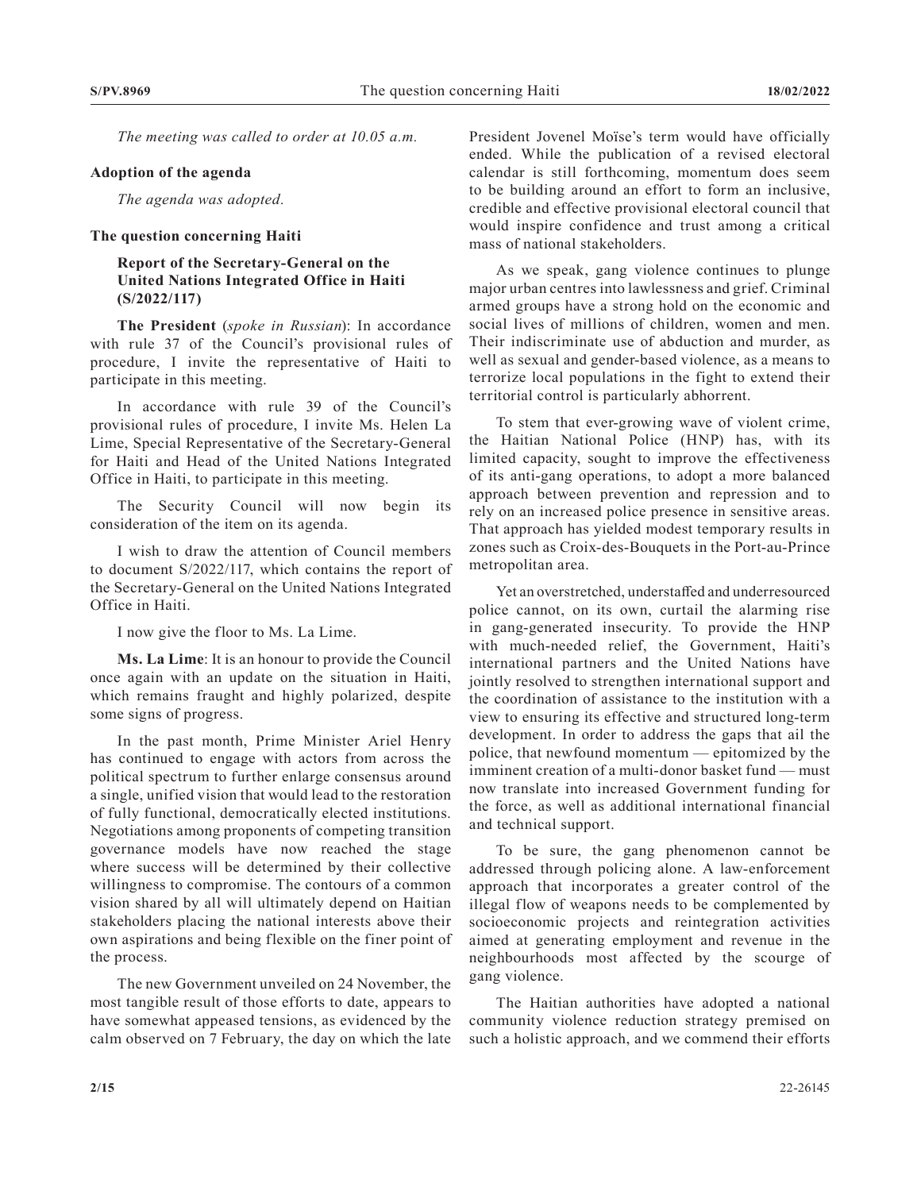*The meeting was called to order at 10.05 a.m.*

**Adoption of the agenda**

*The agenda was adopted.*

**The question concerning Haiti**

**Report of the Secretary-General on the United Nations Integrated Office in Haiti (S/2022/117)**

**The President** (*spoke in Russian*): In accordance with rule 37 of the Council's provisional rules of procedure, I invite the representative of Haiti to participate in this meeting.

In accordance with rule 39 of the Council's provisional rules of procedure, I invite Ms. Helen La Lime, Special Representative of the Secretary-General for Haiti and Head of the United Nations Integrated Office in Haiti, to participate in this meeting.

The Security Council will now begin its consideration of the item on its agenda.

I wish to draw the attention of Council members to document S/2022/117, which contains the report of the Secretary-General on the United Nations Integrated Office in Haiti.

I now give the floor to Ms. La Lime.

**Ms. La Lime**: It is an honour to provide the Council once again with an update on the situation in Haiti, which remains fraught and highly polarized, despite some signs of progress.

In the past month, Prime Minister Ariel Henry has continued to engage with actors from across the political spectrum to further enlarge consensus around a single, unified vision that would lead to the restoration of fully functional, democratically elected institutions. Negotiations among proponents of competing transition governance models have now reached the stage where success will be determined by their collective willingness to compromise. The contours of a common vision shared by all will ultimately depend on Haitian stakeholders placing the national interests above their own aspirations and being flexible on the finer point of the process.

The new Government unveiled on 24 November, the most tangible result of those efforts to date, appears to have somewhat appeased tensions, as evidenced by the calm observed on 7 February, the day on which the late President Jovenel Moïse's term would have officially ended. While the publication of a revised electoral calendar is still forthcoming, momentum does seem to be building around an effort to form an inclusive, credible and effective provisional electoral council that would inspire confidence and trust among a critical mass of national stakeholders.

As we speak, gang violence continues to plunge major urban centres into lawlessness and grief. Criminal armed groups have a strong hold on the economic and social lives of millions of children, women and men. Their indiscriminate use of abduction and murder, as well as sexual and gender-based violence, as a means to terrorize local populations in the fight to extend their territorial control is particularly abhorrent.

To stem that ever-growing wave of violent crime, the Haitian National Police (HNP) has, with its limited capacity, sought to improve the effectiveness of its anti-gang operations, to adopt a more balanced approach between prevention and repression and to rely on an increased police presence in sensitive areas. That approach has yielded modest temporary results in zones such as Croix-des-Bouquets in the Port-au-Prince metropolitan area.

Yet an overstretched, understaffed and underresourced police cannot, on its own, curtail the alarming rise in gang-generated insecurity. To provide the HNP with much-needed relief, the Government, Haiti's international partners and the United Nations have jointly resolved to strengthen international support and the coordination of assistance to the institution with a view to ensuring its effective and structured long-term development. In order to address the gaps that ail the police, that newfound momentum — epitomized by the imminent creation of a multi-donor basket fund — must now translate into increased Government funding for the force, as well as additional international financial and technical support.

To be sure, the gang phenomenon cannot be addressed through policing alone. A law-enforcement approach that incorporates a greater control of the illegal flow of weapons needs to be complemented by socioeconomic projects and reintegration activities aimed at generating employment and revenue in the neighbourhoods most affected by the scourge of gang violence.

The Haitian authorities have adopted a national community violence reduction strategy premised on such a holistic approach, and we commend their efforts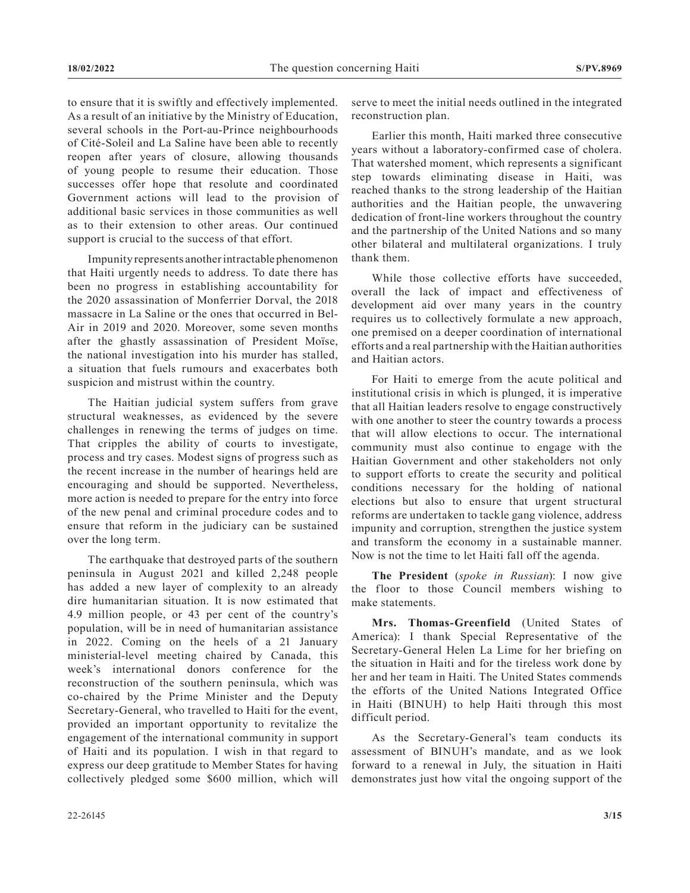to ensure that it is swiftly and effectively implemented. As a result of an initiative by the Ministry of Education, several schools in the Port-au-Prince neighbourhoods of Cité-Soleil and La Saline have been able to recently reopen after years of closure, allowing thousands of young people to resume their education. Those successes offer hope that resolute and coordinated Government actions will lead to the provision of additional basic services in those communities as well as to their extension to other areas. Our continued support is crucial to the success of that effort.

Impunity represents another intractable phenomenon that Haiti urgently needs to address. To date there has been no progress in establishing accountability for the 2020 assassination of Monferrier Dorval, the 2018 massacre in La Saline or the ones that occurred in Bel-Air in 2019 and 2020. Moreover, some seven months after the ghastly assassination of President Moïse, the national investigation into his murder has stalled, a situation that fuels rumours and exacerbates both suspicion and mistrust within the country.

The Haitian judicial system suffers from grave structural weaknesses, as evidenced by the severe challenges in renewing the terms of judges on time. That cripples the ability of courts to investigate, process and try cases. Modest signs of progress such as the recent increase in the number of hearings held are encouraging and should be supported. Nevertheless, more action is needed to prepare for the entry into force of the new penal and criminal procedure codes and to ensure that reform in the judiciary can be sustained over the long term.

The earthquake that destroyed parts of the southern peninsula in August 2021 and killed 2,248 people has added a new layer of complexity to an already dire humanitarian situation. It is now estimated that 4.9 million people, or 43 per cent of the country's population, will be in need of humanitarian assistance in 2022. Coming on the heels of a 21 January ministerial-level meeting chaired by Canada, this week's international donors conference for the reconstruction of the southern peninsula, which was co-chaired by the Prime Minister and the Deputy Secretary-General, who travelled to Haiti for the event, provided an important opportunity to revitalize the engagement of the international community in support of Haiti and its population. I wish in that regard to express our deep gratitude to Member States for having collectively pledged some $600 million, which will serve to meet the initial needs outlined in the integrated reconstruction plan.

Earlier this month, Haiti marked three consecutive years without a laboratory-confirmed case of cholera. That watershed moment, which represents a significant step towards eliminating disease in Haiti, was reached thanks to the strong leadership of the Haitian authorities and the Haitian people, the unwavering dedication of front-line workers throughout the country and the partnership of the United Nations and so many other bilateral and multilateral organizations. I truly thank them.

While those collective efforts have succeeded, overall the lack of impact and effectiveness of development aid over many years in the country requires us to collectively formulate a new approach, one premised on a deeper coordination of international efforts and a real partnership with the Haitian authorities and Haitian actors.

For Haiti to emerge from the acute political and institutional crisis in which is plunged, it is imperative that all Haitian leaders resolve to engage constructively with one another to steer the country towards a process that will allow elections to occur. The international community must also continue to engage with the Haitian Government and other stakeholders not only to support efforts to create the security and political conditions necessary for the holding of national elections but also to ensure that urgent structural reforms are undertaken to tackle gang violence, address impunity and corruption, strengthen the justice system and transform the economy in a sustainable manner. Now is not the time to let Haiti fall off the agenda.

**The President** (*spoke in Russian*): I now give the floor to those Council members wishing to make statements.

**Mrs. Thomas-Greenfield** (United States of America): I thank Special Representative of the Secretary-General Helen La Lime for her briefing on the situation in Haiti and for the tireless work done by her and her team in Haiti. The United States commends the efforts of the United Nations Integrated Office in Haiti (BINUH) to help Haiti through this most difficult period.

As the Secretary-General's team conducts its assessment of BINUH's mandate, and as we look forward to a renewal in July, the situation in Haiti demonstrates just how vital the ongoing support of the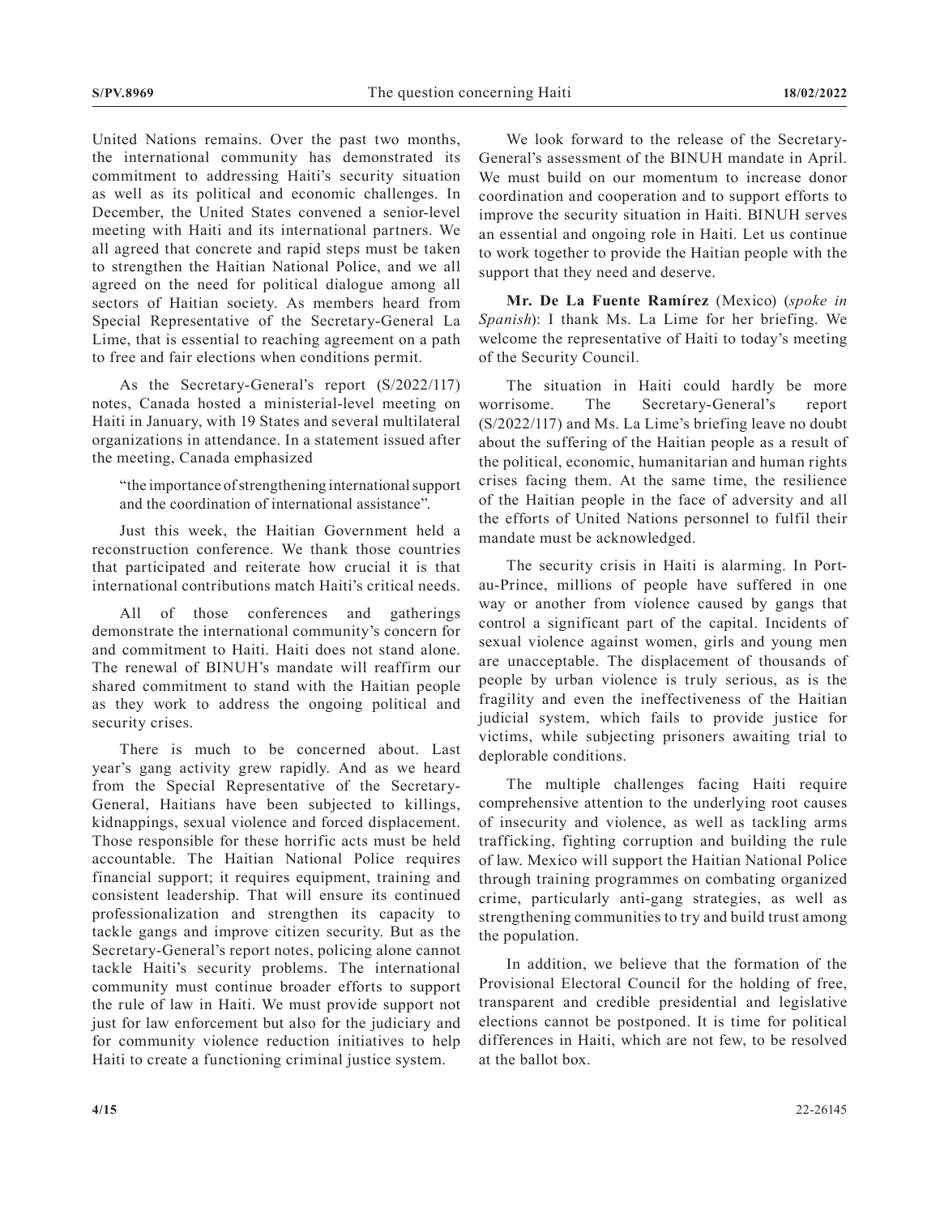United Nations remains. Over the past two months, the international community has demonstrated its commitment to addressing Haiti's security situation as well as its political and economic challenges. In December, the United States convened a senior-level meeting with Haiti and its international partners. We all agreed that concrete and rapid steps must be taken to strengthen the Haitian National Police, and we all agreed on the need for political dialogue among all sectors of Haitian society. As members heard from Special Representative of the Secretary-General La Lime, that is essential to reaching agreement on a path to free and fair elections when conditions permit.

As the Secretary-General's report (S/2022/117) notes, Canada hosted a ministerial-level meeting on Haiti in January, with 19 States and several multilateral organizations in attendance. In a statement issued after the meeting, Canada emphasized

> "the importance of strengthening international support and the coordination of international assistance".

Just this week, the Haitian Government held a reconstruction conference. We thank those countries that participated and reiterate how crucial it is that international contributions match Haiti's critical needs.

All of those conferences and gatherings demonstrate the international community's concern for and commitment to Haiti. Haiti does not stand alone. The renewal of BINUH's mandate will reaffirm our shared commitment to stand with the Haitian people as they work to address the ongoing political and security crises.

There is much to be concerned about. Last year's gang activity grew rapidly. And as we heard from the Special Representative of the Secretary-General, Haitians have been subjected to killings, kidnappings, sexual violence and forced displacement. Those responsible for these horrific acts must be held accountable. The Haitian National Police requires financial support; it requires equipment, training and consistent leadership. That will ensure its continued professionalization and strengthen its capacity to tackle gangs and improve citizen security. But as the Secretary-General's report notes, policing alone cannot tackle Haiti's security problems. The international community must continue broader efforts to support the rule of law in Haiti. We must provide support not just for law enforcement but also for the judiciary and for community violence reduction initiatives to help Haiti to create a functioning criminal justice system.

We look forward to the release of the Secretary-General's assessment of the BINUH mandate in April. We must build on our momentum to increase donor coordination and cooperation and to support efforts to improve the security situation in Haiti. BINUH serves an essential and ongoing role in Haiti. Let us continue to work together to provide the Haitian people with the support that they need and deserve.

**Mr. De La Fuente Ramírez** (Mexico) (*spoke in Spanish*): I thank Ms. La Lime for her briefing. We welcome the representative of Haiti to today's meeting of the Security Council.

The situation in Haiti could hardly be more worrisome. The Secretary-General's report (S/2022/117) and Ms. La Lime's briefing leave no doubt about the suffering of the Haitian people as a result of the political, economic, humanitarian and human rights crises facing them. At the same time, the resilience of the Haitian people in the face of adversity and all the efforts of United Nations personnel to fulfil their mandate must be acknowledged.

The security crisis in Haiti is alarming. In Port-au-Prince, millions of people have suffered in one way or another from violence caused by gangs that control a significant part of the capital. Incidents of sexual violence against women, girls and young men are unacceptable. The displacement of thousands of people by urban violence is truly serious, as is the fragility and even the ineffectiveness of the Haitian judicial system, which fails to provide justice for victims, while subjecting prisoners awaiting trial to deplorable conditions.

The multiple challenges facing Haiti require comprehensive attention to the underlying root causes of insecurity and violence, as well as tackling arms trafficking, fighting corruption and building the rule of law. Mexico will support the Haitian National Police through training programmes on combating organized crime, particularly anti-gang strategies, as well as strengthening communities to try and build trust among the population.

In addition, we believe that the formation of the Provisional Electoral Council for the holding of free, transparent and credible presidential and legislative elections cannot be postponed. It is time for political differences in Haiti, which are not few, to be resolved at the ballot box.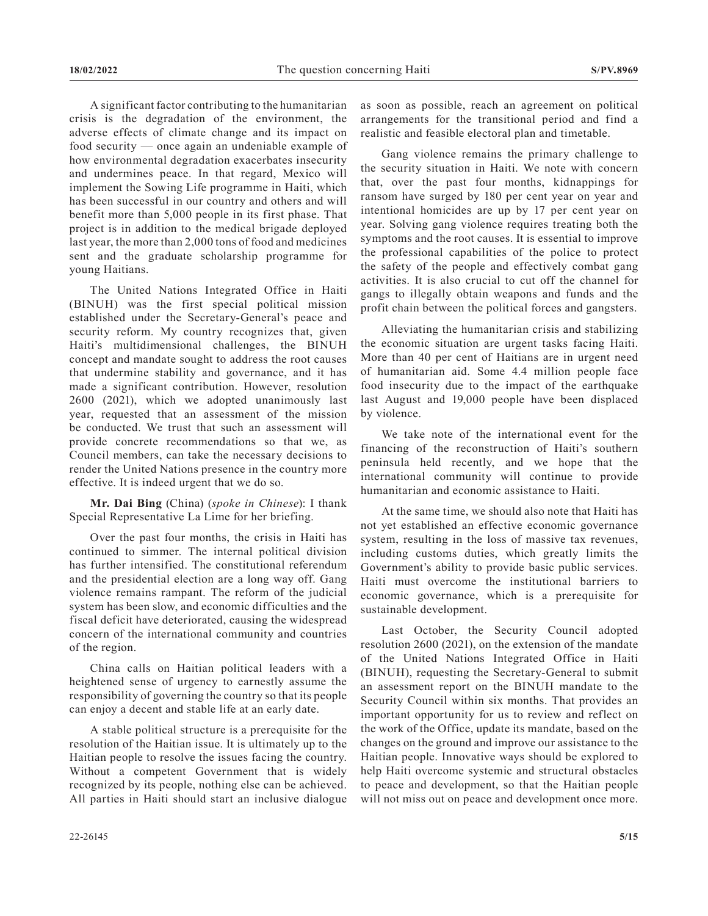A significant factor contributing to the humanitarian crisis is the degradation of the environment, the adverse effects of climate change and its impact on food security — once again an undeniable example of how environmental degradation exacerbates insecurity and undermines peace. In that regard, Mexico will implement the Sowing Life programme in Haiti, which has been successful in our country and others and will benefit more than 5,000 people in its first phase. That project is in addition to the medical brigade deployed last year, the more than 2,000 tons of food and medicines sent and the graduate scholarship programme for young Haitians.

The United Nations Integrated Office in Haiti (BINUH) was the first special political mission established under the Secretary-General's peace and security reform. My country recognizes that, given Haiti's multidimensional challenges, the BINUH concept and mandate sought to address the root causes that undermine stability and governance, and it has made a significant contribution. However, resolution 2600 (2021), which we adopted unanimously last year, requested that an assessment of the mission be conducted. We trust that such an assessment will provide concrete recommendations so that we, as Council members, can take the necessary decisions to render the United Nations presence in the country more effective. It is indeed urgent that we do so.

**Mr. Dai Bing** (China) (*spoke in Chinese*): I thank Special Representative La Lime for her briefing.

Over the past four months, the crisis in Haiti has continued to simmer. The internal political division has further intensified. The constitutional referendum and the presidential election are a long way off. Gang violence remains rampant. The reform of the judicial system has been slow, and economic difficulties and the fiscal deficit have deteriorated, causing the widespread concern of the international community and countries of the region.

China calls on Haitian political leaders with a heightened sense of urgency to earnestly assume the responsibility of governing the country so that its people can enjoy a decent and stable life at an early date.

A stable political structure is a prerequisite for the resolution of the Haitian issue. It is ultimately up to the Haitian people to resolve the issues facing the country. Without a competent Government that is widely recognized by its people, nothing else can be achieved. All parties in Haiti should start an inclusive dialogue as soon as possible, reach an agreement on political arrangements for the transitional period and find a realistic and feasible electoral plan and timetable.

Gang violence remains the primary challenge to the security situation in Haiti. We note with concern that, over the past four months, kidnappings for ransom have surged by 180 per cent year on year and intentional homicides are up by 17 per cent year on year. Solving gang violence requires treating both the symptoms and the root causes. It is essential to improve the professional capabilities of the police to protect the safety of the people and effectively combat gang activities. It is also crucial to cut off the channel for gangs to illegally obtain weapons and funds and the profit chain between the political forces and gangsters.

Alleviating the humanitarian crisis and stabilizing the economic situation are urgent tasks facing Haiti. More than 40 per cent of Haitians are in urgent need of humanitarian aid. Some 4.4 million people face food insecurity due to the impact of the earthquake last August and 19,000 people have been displaced by violence.

We take note of the international event for the financing of the reconstruction of Haiti's southern peninsula held recently, and we hope that the international community will continue to provide humanitarian and economic assistance to Haiti.

At the same time, we should also note that Haiti has not yet established an effective economic governance system, resulting in the loss of massive tax revenues, including customs duties, which greatly limits the Government's ability to provide basic public services. Haiti must overcome the institutional barriers to economic governance, which is a prerequisite for sustainable development.

Last October, the Security Council adopted resolution 2600 (2021), on the extension of the mandate of the United Nations Integrated Office in Haiti (BINUH), requesting the Secretary-General to submit an assessment report on the BINUH mandate to the Security Council within six months. That provides an important opportunity for us to review and reflect on the work of the Office, update its mandate, based on the changes on the ground and improve our assistance to the Haitian people. Innovative ways should be explored to help Haiti overcome systemic and structural obstacles to peace and development, so that the Haitian people will not miss out on peace and development once more.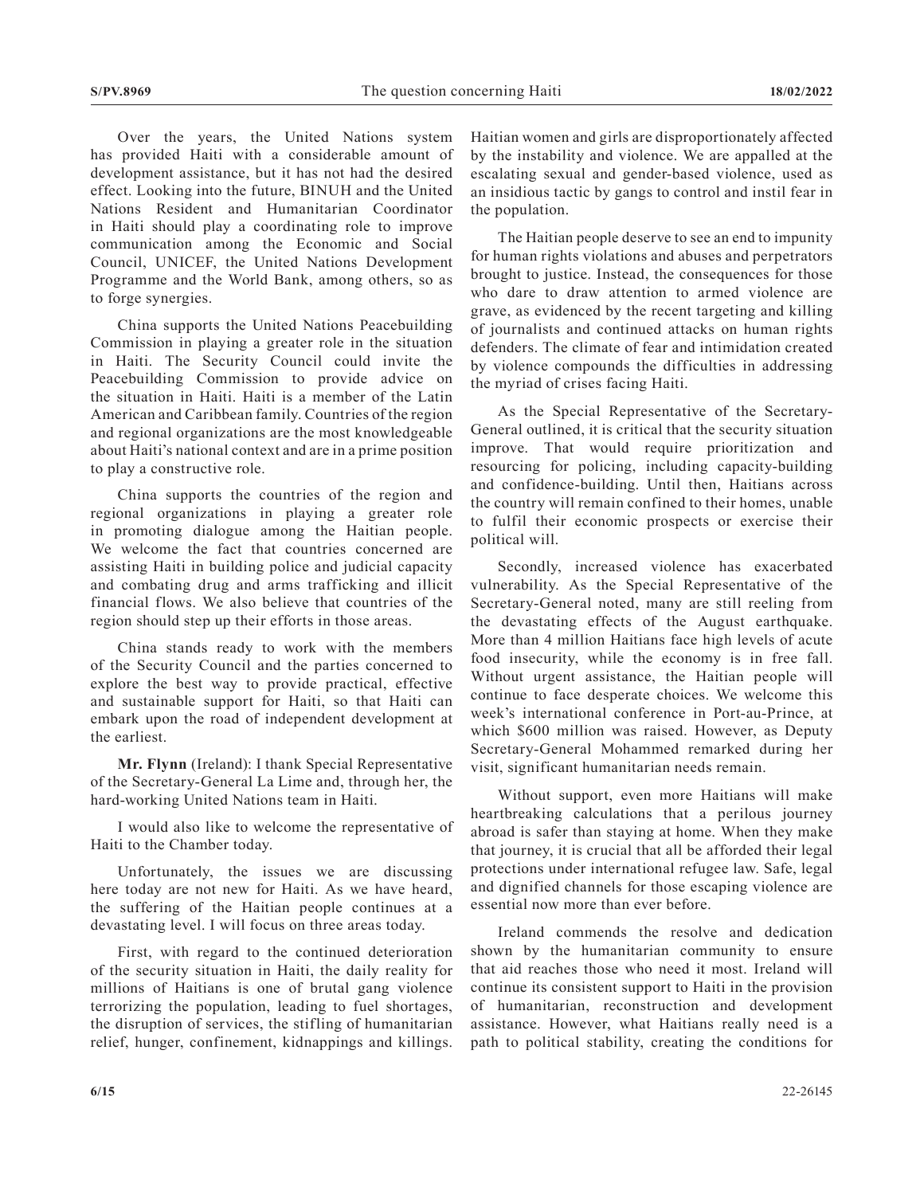Over the years, the United Nations system has provided Haiti with a considerable amount of development assistance, but it has not had the desired effect. Looking into the future, BINUH and the United Nations Resident and Humanitarian Coordinator in Haiti should play a coordinating role to improve communication among the Economic and Social Council, UNICEF, the United Nations Development Programme and the World Bank, among others, so as to forge synergies.

China supports the United Nations Peacebuilding Commission in playing a greater role in the situation in Haiti. The Security Council could invite the Peacebuilding Commission to provide advice on the situation in Haiti. Haiti is a member of the Latin American and Caribbean family. Countries of the region and regional organizations are the most knowledgeable about Haiti's national context and are in a prime position to play a constructive role.

China supports the countries of the region and regional organizations in playing a greater role in promoting dialogue among the Haitian people. We welcome the fact that countries concerned are assisting Haiti in building police and judicial capacity and combating drug and arms trafficking and illicit financial flows. We also believe that countries of the region should step up their efforts in those areas.

China stands ready to work with the members of the Security Council and the parties concerned to explore the best way to provide practical, effective and sustainable support for Haiti, so that Haiti can embark upon the road of independent development at the earliest.

**Mr. Flynn** (Ireland): I thank Special Representative of the Secretary-General La Lime and, through her, the hard-working United Nations team in Haiti.

I would also like to welcome the representative of Haiti to the Chamber today.

Unfortunately, the issues we are discussing here today are not new for Haiti. As we have heard, the suffering of the Haitian people continues at a devastating level. I will focus on three areas today.

First, with regard to the continued deterioration of the security situation in Haiti, the daily reality for millions of Haitians is one of brutal gang violence terrorizing the population, leading to fuel shortages, the disruption of services, the stifling of humanitarian relief, hunger, confinement, kidnappings and killings. Haitian women and girls are disproportionately affected by the instability and violence. We are appalled at the escalating sexual and gender-based violence, used as an insidious tactic by gangs to control and instil fear in the population.

The Haitian people deserve to see an end to impunity for human rights violations and abuses and perpetrators brought to justice. Instead, the consequences for those who dare to draw attention to armed violence are grave, as evidenced by the recent targeting and killing of journalists and continued attacks on human rights defenders. The climate of fear and intimidation created by violence compounds the difficulties in addressing the myriad of crises facing Haiti.

As the Special Representative of the Secretary-General outlined, it is critical that the security situation improve. That would require prioritization and resourcing for policing, including capacity-building and confidence-building. Until then, Haitians across the country will remain confined to their homes, unable to fulfil their economic prospects or exercise their political will.

Secondly, increased violence has exacerbated vulnerability. As the Special Representative of the Secretary-General noted, many are still reeling from the devastating effects of the August earthquake. More than 4 million Haitians face high levels of acute food insecurity, while the economy is in free fall. Without urgent assistance, the Haitian people will continue to face desperate choices. We welcome this week's international conference in Port-au-Prince, at which $600 million was raised. However, as Deputy Secretary-General Mohammed remarked during her visit, significant humanitarian needs remain.

Without support, even more Haitians will make heartbreaking calculations that a perilous journey abroad is safer than staying at home. When they make that journey, it is crucial that all be afforded their legal protections under international refugee law. Safe, legal and dignified channels for those escaping violence are essential now more than ever before.

Ireland commends the resolve and dedication shown by the humanitarian community to ensure that aid reaches those who need it most. Ireland will continue its consistent support to Haiti in the provision of humanitarian, reconstruction and development assistance. However, what Haitians really need is a path to political stability, creating the conditions for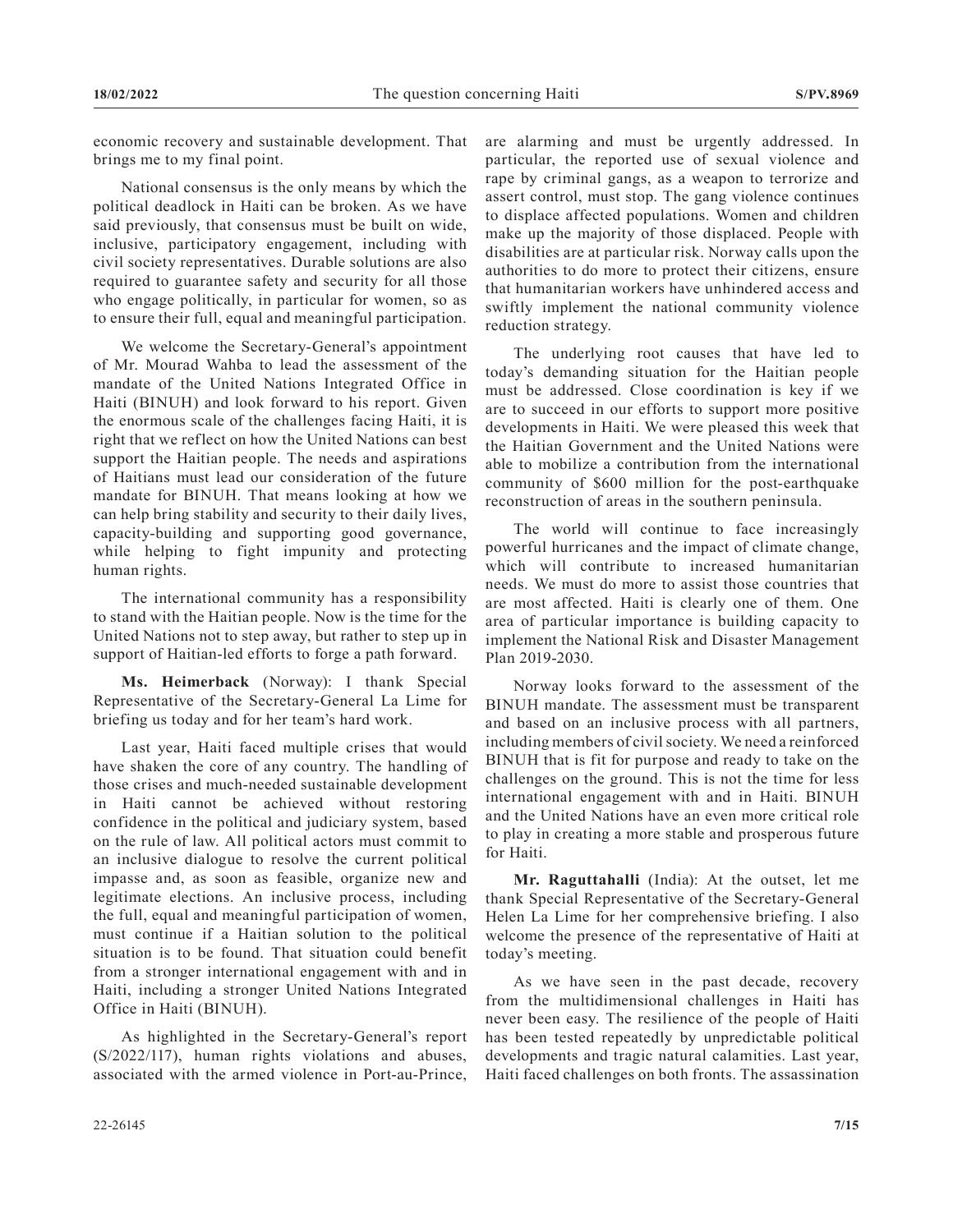economic recovery and sustainable development. That brings me to my final point.

National consensus is the only means by which the political deadlock in Haiti can be broken. As we have said previously, that consensus must be built on wide, inclusive, participatory engagement, including with civil society representatives. Durable solutions are also required to guarantee safety and security for all those who engage politically, in particular for women, so as to ensure their full, equal and meaningful participation.

We welcome the Secretary-General's appointment of Mr. Mourad Wahba to lead the assessment of the mandate of the United Nations Integrated Office in Haiti (BINUH) and look forward to his report. Given the enormous scale of the challenges facing Haiti, it is right that we reflect on how the United Nations can best support the Haitian people. The needs and aspirations of Haitians must lead our consideration of the future mandate for BINUH. That means looking at how we can help bring stability and security to their daily lives, capacity-building and supporting good governance, while helping to fight impunity and protecting human rights.

The international community has a responsibility to stand with the Haitian people. Now is the time for the United Nations not to step away, but rather to step up in support of Haitian-led efforts to forge a path forward.

**Ms. Heimerback** (Norway): I thank Special Representative of the Secretary-General La Lime for briefing us today and for her team's hard work.

Last year, Haiti faced multiple crises that would have shaken the core of any country. The handling of those crises and much-needed sustainable development in Haiti cannot be achieved without restoring confidence in the political and judiciary system, based on the rule of law. All political actors must commit to an inclusive dialogue to resolve the current political impasse and, as soon as feasible, organize new and legitimate elections. An inclusive process, including the full, equal and meaningful participation of women, must continue if a Haitian solution to the political situation is to be found. That situation could benefit from a stronger international engagement with and in Haiti, including a stronger United Nations Integrated Office in Haiti (BINUH).

As highlighted in the Secretary-General's report (S/2022/117), human rights violations and abuses, associated with the armed violence in Port-au-Prince, are alarming and must be urgently addressed. In particular, the reported use of sexual violence and rape by criminal gangs, as a weapon to terrorize and assert control, must stop. The gang violence continues to displace affected populations. Women and children make up the majority of those displaced. People with disabilities are at particular risk. Norway calls upon the authorities to do more to protect their citizens, ensure that humanitarian workers have unhindered access and swiftly implement the national community violence reduction strategy.

The underlying root causes that have led to today's demanding situation for the Haitian people must be addressed. Close coordination is key if we are to succeed in our efforts to support more positive developments in Haiti. We were pleased this week that the Haitian Government and the United Nations were able to mobilize a contribution from the international community of $600 million for the post-earthquake reconstruction of areas in the southern peninsula.

The world will continue to face increasingly powerful hurricanes and the impact of climate change, which will contribute to increased humanitarian needs. We must do more to assist those countries that are most affected. Haiti is clearly one of them. One area of particular importance is building capacity to implement the National Risk and Disaster Management Plan 2019-2030.

Norway looks forward to the assessment of the BINUH mandate. The assessment must be transparent and based on an inclusive process with all partners, including members of civil society. We need a reinforced BINUH that is fit for purpose and ready to take on the challenges on the ground. This is not the time for less international engagement with and in Haiti. BINUH and the United Nations have an even more critical role to play in creating a more stable and prosperous future for Haiti.

**Mr. Raguttahalli** (India): At the outset, let me thank Special Representative of the Secretary-General Helen La Lime for her comprehensive briefing. I also welcome the presence of the representative of Haiti at today's meeting.

As we have seen in the past decade, recovery from the multidimensional challenges in Haiti has never been easy. The resilience of the people of Haiti has been tested repeatedly by unpredictable political developments and tragic natural calamities. Last year, Haiti faced challenges on both fronts. The assassination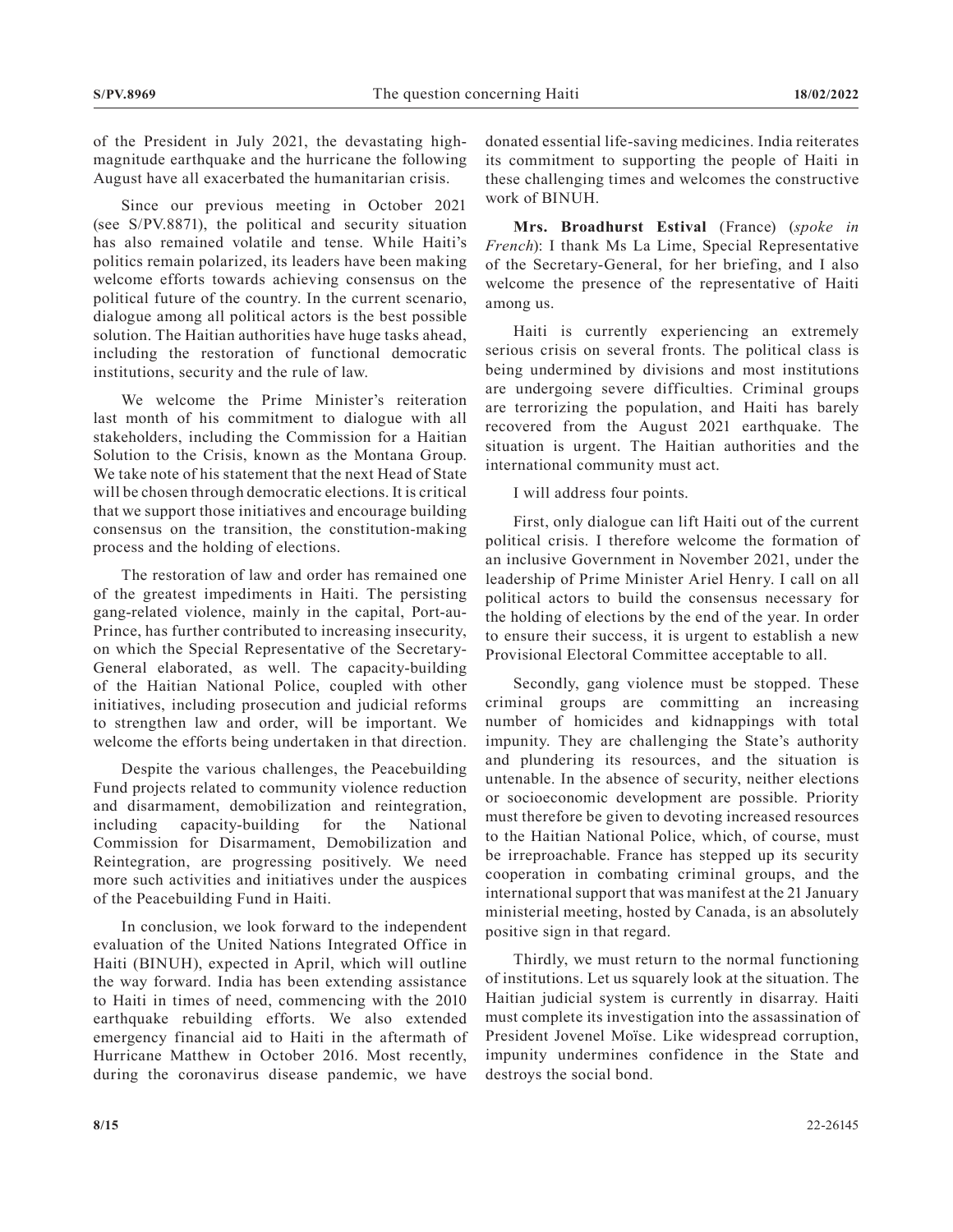of the President in July 2021, the devastating high-magnitude earthquake and the hurricane the following August have all exacerbated the humanitarian crisis.

Since our previous meeting in October 2021 (see S/PV.8871), the political and security situation has also remained volatile and tense. While Haiti's politics remain polarized, its leaders have been making welcome efforts towards achieving consensus on the political future of the country. In the current scenario, dialogue among all political actors is the best possible solution. The Haitian authorities have huge tasks ahead, including the restoration of functional democratic institutions, security and the rule of law.

We welcome the Prime Minister's reiteration last month of his commitment to dialogue with all stakeholders, including the Commission for a Haitian Solution to the Crisis, known as the Montana Group. We take note of his statement that the next Head of State will be chosen through democratic elections. It is critical that we support those initiatives and encourage building consensus on the transition, the constitution-making process and the holding of elections.

The restoration of law and order has remained one of the greatest impediments in Haiti. The persisting gang-related violence, mainly in the capital, Port-au-Prince, has further contributed to increasing insecurity, on which the Special Representative of the Secretary-General elaborated, as well. The capacity-building of the Haitian National Police, coupled with other initiatives, including prosecution and judicial reforms to strengthen law and order, will be important. We welcome the efforts being undertaken in that direction.

Despite the various challenges, the Peacebuilding Fund projects related to community violence reduction and disarmament, demobilization and reintegration, including capacity-building for the National Commission for Disarmament, Demobilization and Reintegration, are progressing positively. We need more such activities and initiatives under the auspices of the Peacebuilding Fund in Haiti.

In conclusion, we look forward to the independent evaluation of the United Nations Integrated Office in Haiti (BINUH), expected in April, which will outline the way forward. India has been extending assistance to Haiti in times of need, commencing with the 2010 earthquake rebuilding efforts. We also extended emergency financial aid to Haiti in the aftermath of Hurricane Matthew in October 2016. Most recently, during the coronavirus disease pandemic, we have donated essential life-saving medicines. India reiterates its commitment to supporting the people of Haiti in these challenging times and welcomes the constructive work of BINUH.

**Mrs. Broadhurst Estival** (France) (*spoke in French*): I thank Ms La Lime, Special Representative of the Secretary-General, for her briefing, and I also welcome the presence of the representative of Haiti among us.

Haiti is currently experiencing an extremely serious crisis on several fronts. The political class is being undermined by divisions and most institutions are undergoing severe difficulties. Criminal groups are terrorizing the population, and Haiti has barely recovered from the August 2021 earthquake. The situation is urgent. The Haitian authorities and the international community must act.

I will address four points.

First, only dialogue can lift Haiti out of the current political crisis. I therefore welcome the formation of an inclusive Government in November 2021, under the leadership of Prime Minister Ariel Henry. I call on all political actors to build the consensus necessary for the holding of elections by the end of the year. In order to ensure their success, it is urgent to establish a new Provisional Electoral Committee acceptable to all.

Secondly, gang violence must be stopped. These criminal groups are committing an increasing number of homicides and kidnappings with total impunity. They are challenging the State's authority and plundering its resources, and the situation is untenable. In the absence of security, neither elections or socioeconomic development are possible. Priority must therefore be given to devoting increased resources to the Haitian National Police, which, of course, must be irreproachable. France has stepped up its security cooperation in combating criminal groups, and the international support that was manifest at the 21 January ministerial meeting, hosted by Canada, is an absolutely positive sign in that regard.

Thirdly, we must return to the normal functioning of institutions. Let us squarely look at the situation. The Haitian judicial system is currently in disarray. Haiti must complete its investigation into the assassination of President Jovenel Moïse. Like widespread corruption, impunity undermines confidence in the State and destroys the social bond.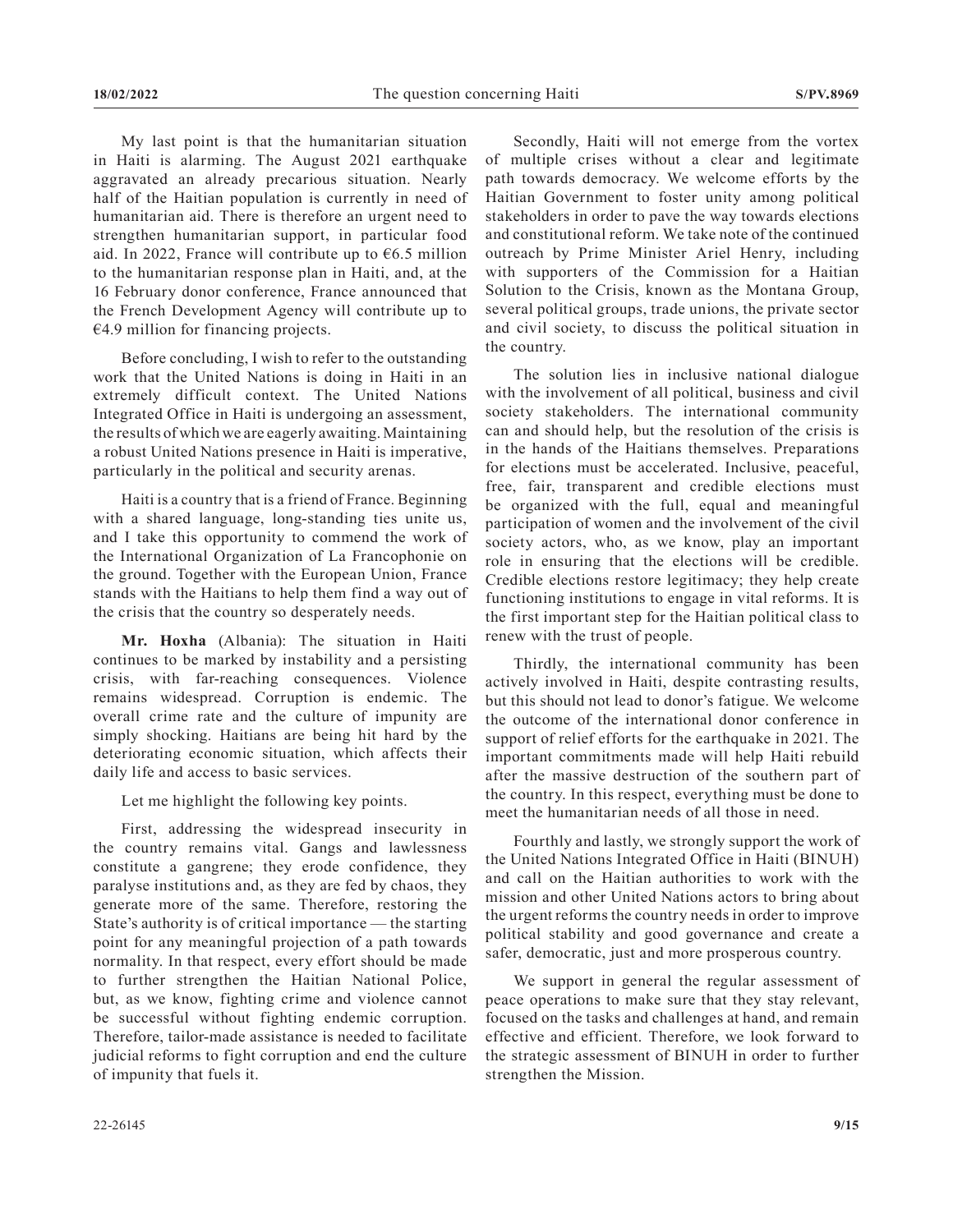My last point is that the humanitarian situation in Haiti is alarming. The August 2021 earthquake aggravated an already precarious situation. Nearly half of the Haitian population is currently in need of humanitarian aid. There is therefore an urgent need to strengthen humanitarian support, in particular food aid. In 2022, France will contribute up to €6.5 million to the humanitarian response plan in Haiti, and, at the 16 February donor conference, France announced that the French Development Agency will contribute up to €4.9 million for financing projects.

Before concluding, I wish to refer to the outstanding work that the United Nations is doing in Haiti in an extremely difficult context. The United Nations Integrated Office in Haiti is undergoing an assessment, the results of which we are eagerly awaiting. Maintaining a robust United Nations presence in Haiti is imperative, particularly in the political and security arenas.

Haiti is a country that is a friend of France. Beginning with a shared language, long-standing ties unite us, and I take this opportunity to commend the work of the International Organization of La Francophonie on the ground. Together with the European Union, France stands with the Haitians to help them find a way out of the crisis that the country so desperately needs.

**Mr. Hoxha** (Albania): The situation in Haiti continues to be marked by instability and a persisting crisis, with far-reaching consequences. Violence remains widespread. Corruption is endemic. The overall crime rate and the culture of impunity are simply shocking. Haitians are being hit hard by the deteriorating economic situation, which affects their daily life and access to basic services.

Let me highlight the following key points.

First, addressing the widespread insecurity in the country remains vital. Gangs and lawlessness constitute a gangrene; they erode confidence, they paralyse institutions and, as they are fed by chaos, they generate more of the same. Therefore, restoring the State's authority is of critical importance — the starting point for any meaningful projection of a path towards normality. In that respect, every effort should be made to further strengthen the Haitian National Police, but, as we know, fighting crime and violence cannot be successful without fighting endemic corruption. Therefore, tailor-made assistance is needed to facilitate judicial reforms to fight corruption and end the culture of impunity that fuels it.

Secondly, Haiti will not emerge from the vortex of multiple crises without a clear and legitimate path towards democracy. We welcome efforts by the Haitian Government to foster unity among political stakeholders in order to pave the way towards elections and constitutional reform. We take note of the continued outreach by Prime Minister Ariel Henry, including with supporters of the Commission for a Haitian Solution to the Crisis, known as the Montana Group, several political groups, trade unions, the private sector and civil society, to discuss the political situation in the country.

The solution lies in inclusive national dialogue with the involvement of all political, business and civil society stakeholders. The international community can and should help, but the resolution of the crisis is in the hands of the Haitians themselves. Preparations for elections must be accelerated. Inclusive, peaceful, free, fair, transparent and credible elections must be organized with the full, equal and meaningful participation of women and the involvement of the civil society actors, who, as we know, play an important role in ensuring that the elections will be credible. Credible elections restore legitimacy; they help create functioning institutions to engage in vital reforms. It is the first important step for the Haitian political class to renew with the trust of people.

Thirdly, the international community has been actively involved in Haiti, despite contrasting results, but this should not lead to donor's fatigue. We welcome the outcome of the international donor conference in support of relief efforts for the earthquake in 2021. The important commitments made will help Haiti rebuild after the massive destruction of the southern part of the country. In this respect, everything must be done to meet the humanitarian needs of all those in need.

Fourthly and lastly, we strongly support the work of the United Nations Integrated Office in Haiti (BINUH) and call on the Haitian authorities to work with the mission and other United Nations actors to bring about the urgent reforms the country needs in order to improve political stability and good governance and create a safer, democratic, just and more prosperous country.

We support in general the regular assessment of peace operations to make sure that they stay relevant, focused on the tasks and challenges at hand, and remain effective and efficient. Therefore, we look forward to the strategic assessment of BINUH in order to further strengthen the Mission.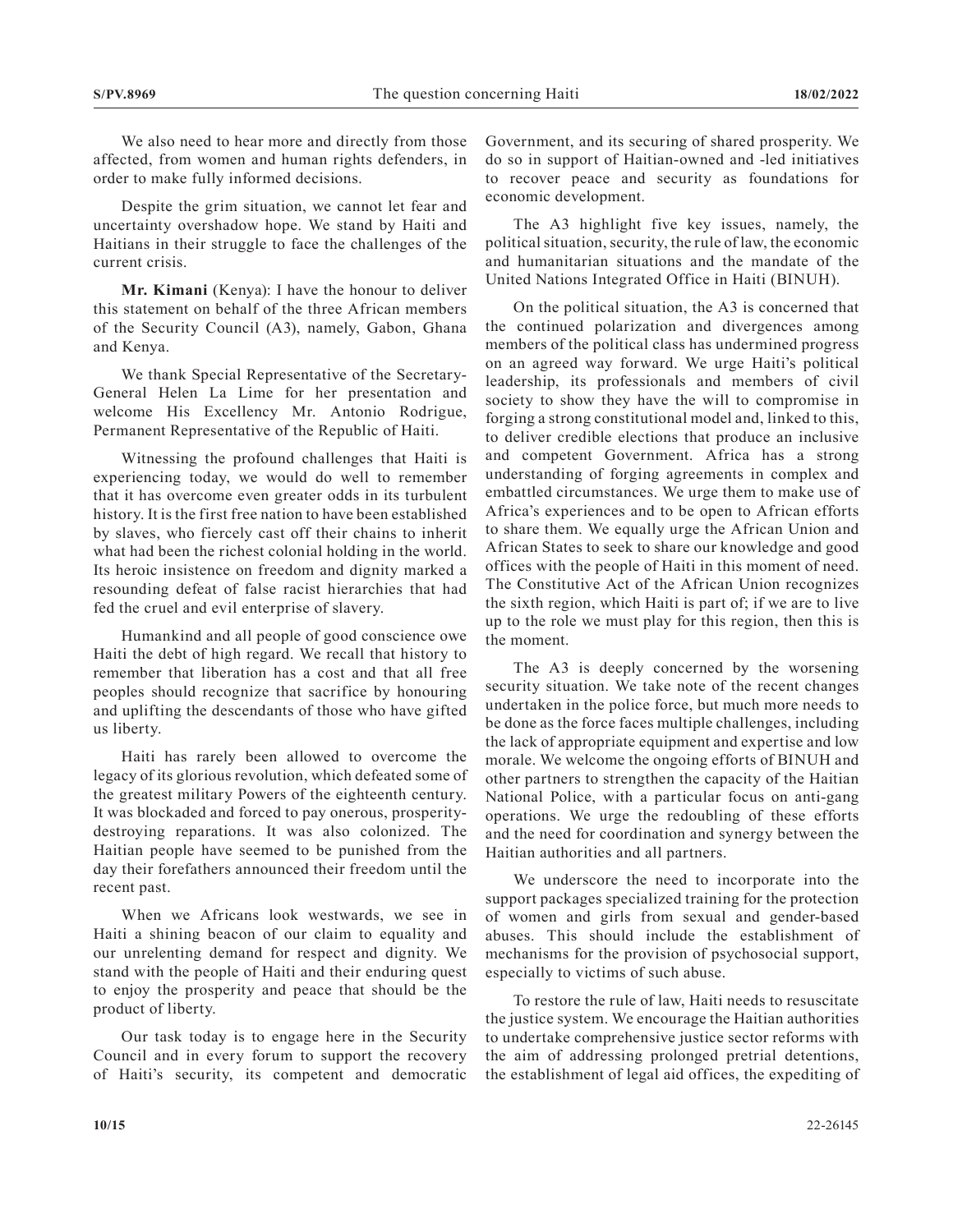We also need to hear more and directly from those affected, from women and human rights defenders, in order to make fully informed decisions.

Despite the grim situation, we cannot let fear and uncertainty overshadow hope. We stand by Haiti and Haitians in their struggle to face the challenges of the current crisis.

**Mr. Kimani** (Kenya): I have the honour to deliver this statement on behalf of the three African members of the Security Council (A3), namely, Gabon, Ghana and Kenya.

We thank Special Representative of the Secretary-General Helen La Lime for her presentation and welcome His Excellency Mr. Antonio Rodrigue, Permanent Representative of the Republic of Haiti.

Witnessing the profound challenges that Haiti is experiencing today, we would do well to remember that it has overcome even greater odds in its turbulent history. It is the first free nation to have been established by slaves, who fiercely cast off their chains to inherit what had been the richest colonial holding in the world. Its heroic insistence on freedom and dignity marked a resounding defeat of false racist hierarchies that had fed the cruel and evil enterprise of slavery.

Humankind and all people of good conscience owe Haiti the debt of high regard. We recall that history to remember that liberation has a cost and that all free peoples should recognize that sacrifice by honouring and uplifting the descendants of those who have gifted us liberty.

Haiti has rarely been allowed to overcome the legacy of its glorious revolution, which defeated some of the greatest military Powers of the eighteenth century. It was blockaded and forced to pay onerous, prosperity-destroying reparations. It was also colonized. The Haitian people have seemed to be punished from the day their forefathers announced their freedom until the recent past.

When we Africans look westwards, we see in Haiti a shining beacon of our claim to equality and our unrelenting demand for respect and dignity. We stand with the people of Haiti and their enduring quest to enjoy the prosperity and peace that should be the product of liberty.

Our task today is to engage here in the Security Council and in every forum to support the recovery of Haiti's security, its competent and democratic Government, and its securing of shared prosperity. We do so in support of Haitian-owned and -led initiatives to recover peace and security as foundations for economic development.

The A3 highlight five key issues, namely, the political situation, security, the rule of law, the economic and humanitarian situations and the mandate of the United Nations Integrated Office in Haiti (BINUH).

On the political situation, the A3 is concerned that the continued polarization and divergences among members of the political class has undermined progress on an agreed way forward. We urge Haiti's political leadership, its professionals and members of civil society to show they have the will to compromise in forging a strong constitutional model and, linked to this, to deliver credible elections that produce an inclusive and competent Government. Africa has a strong understanding of forging agreements in complex and embattled circumstances. We urge them to make use of Africa's experiences and to be open to African efforts to share them. We equally urge the African Union and African States to seek to share our knowledge and good offices with the people of Haiti in this moment of need. The Constitutive Act of the African Union recognizes the sixth region, which Haiti is part of; if we are to live up to the role we must play for this region, then this is the moment.

The A3 is deeply concerned by the worsening security situation. We take note of the recent changes undertaken in the police force, but much more needs to be done as the force faces multiple challenges, including the lack of appropriate equipment and expertise and low morale. We welcome the ongoing efforts of BINUH and other partners to strengthen the capacity of the Haitian National Police, with a particular focus on anti-gang operations. We urge the redoubling of these efforts and the need for coordination and synergy between the Haitian authorities and all partners.

We underscore the need to incorporate into the support packages specialized training for the protection of women and girls from sexual and gender-based abuses. This should include the establishment of mechanisms for the provision of psychosocial support, especially to victims of such abuse.

To restore the rule of law, Haiti needs to resuscitate the justice system. We encourage the Haitian authorities to undertake comprehensive justice sector reforms with the aim of addressing prolonged pretrial detentions, the establishment of legal aid offices, the expediting of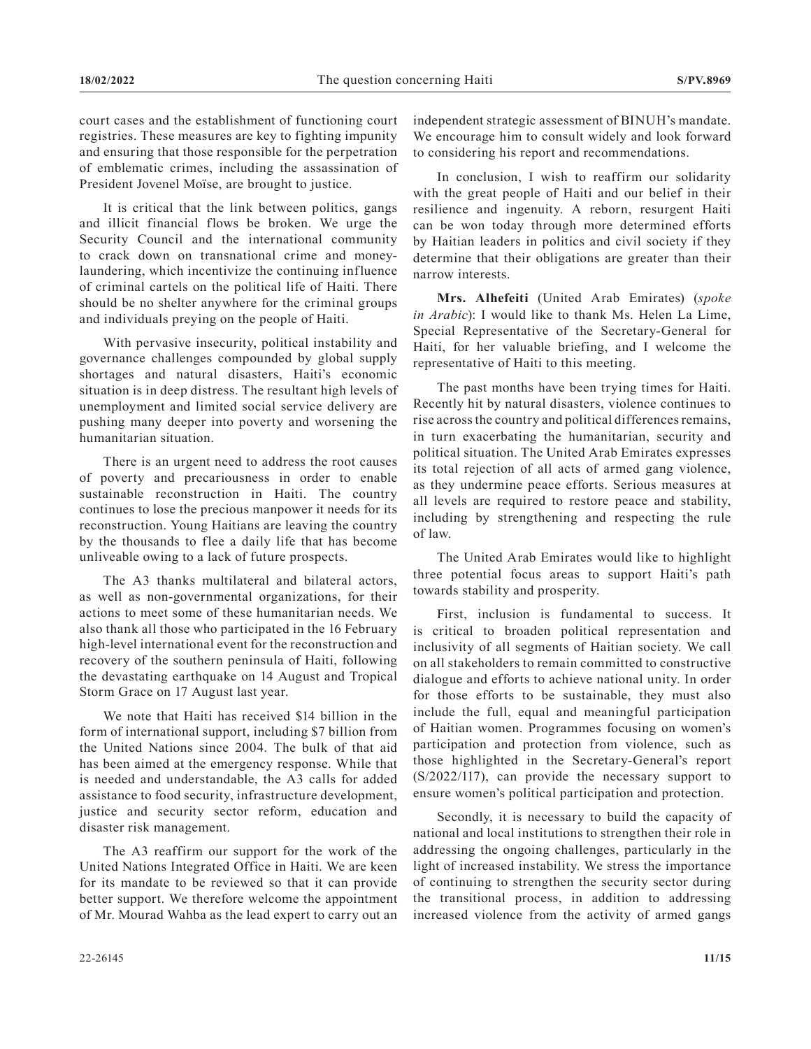court cases and the establishment of functioning court registries. These measures are key to fighting impunity and ensuring that those responsible for the perpetration of emblematic crimes, including the assassination of President Jovenel Moïse, are brought to justice.

It is critical that the link between politics, gangs and illicit financial flows be broken. We urge the Security Council and the international community to crack down on transnational crime and money-laundering, which incentivize the continuing influence of criminal cartels on the political life of Haiti. There should be no shelter anywhere for the criminal groups and individuals preying on the people of Haiti.

With pervasive insecurity, political instability and governance challenges compounded by global supply shortages and natural disasters, Haiti's economic situation is in deep distress. The resultant high levels of unemployment and limited social service delivery are pushing many deeper into poverty and worsening the humanitarian situation.

There is an urgent need to address the root causes of poverty and precariousness in order to enable sustainable reconstruction in Haiti. The country continues to lose the precious manpower it needs for its reconstruction. Young Haitians are leaving the country by the thousands to flee a daily life that has become unliveable owing to a lack of future prospects.

The A3 thanks multilateral and bilateral actors, as well as non-governmental organizations, for their actions to meet some of these humanitarian needs. We also thank all those who participated in the 16 February high-level international event for the reconstruction and recovery of the southern peninsula of Haiti, following the devastating earthquake on 14 August and Tropical Storm Grace on 17 August last year.

We note that Haiti has received $14 billion in the form of international support, including $7 billion from the United Nations since 2004. The bulk of that aid has been aimed at the emergency response. While that is needed and understandable, the A3 calls for added assistance to food security, infrastructure development, justice and security sector reform, education and disaster risk management.

The A3 reaffirm our support for the work of the United Nations Integrated Office in Haiti. We are keen for its mandate to be reviewed so that it can provide better support. We therefore welcome the appointment of Mr. Mourad Wahba as the lead expert to carry out an independent strategic assessment of BINUH's mandate. We encourage him to consult widely and look forward to considering his report and recommendations.

In conclusion, I wish to reaffirm our solidarity with the great people of Haiti and our belief in their resilience and ingenuity. A reborn, resurgent Haiti can be won today through more determined efforts by Haitian leaders in politics and civil society if they determine that their obligations are greater than their narrow interests.

**Mrs. Alhefeiti** (United Arab Emirates) (*spoke in Arabic*): I would like to thank Ms. Helen La Lime, Special Representative of the Secretary-General for Haiti, for her valuable briefing, and I welcome the representative of Haiti to this meeting.

The past months have been trying times for Haiti. Recently hit by natural disasters, violence continues to rise across the country and political differences remains, in turn exacerbating the humanitarian, security and political situation. The United Arab Emirates expresses its total rejection of all acts of armed gang violence, as they undermine peace efforts. Serious measures at all levels are required to restore peace and stability, including by strengthening and respecting the rule of law.

The United Arab Emirates would like to highlight three potential focus areas to support Haiti's path towards stability and prosperity.

First, inclusion is fundamental to success. It is critical to broaden political representation and inclusivity of all segments of Haitian society. We call on all stakeholders to remain committed to constructive dialogue and efforts to achieve national unity. In order for those efforts to be sustainable, they must also include the full, equal and meaningful participation of Haitian women. Programmes focusing on women's participation and protection from violence, such as those highlighted in the Secretary-General's report (S/2022/117), can provide the necessary support to ensure women's political participation and protection.

Secondly, it is necessary to build the capacity of national and local institutions to strengthen their role in addressing the ongoing challenges, particularly in the light of increased instability. We stress the importance of continuing to strengthen the security sector during the transitional process, in addition to addressing increased violence from the activity of armed gangs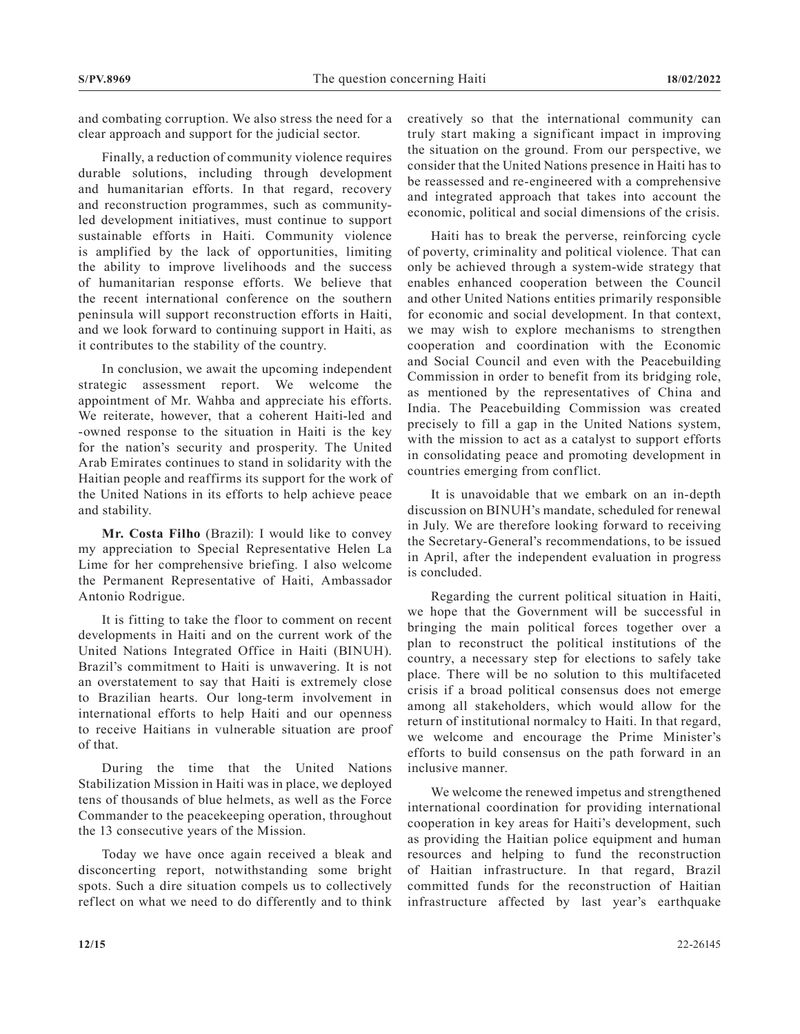and combating corruption. We also stress the need for a clear approach and support for the judicial sector.

Finally, a reduction of community violence requires durable solutions, including through development and humanitarian efforts. In that regard, recovery and reconstruction programmes, such as community-led development initiatives, must continue to support sustainable efforts in Haiti. Community violence is amplified by the lack of opportunities, limiting the ability to improve livelihoods and the success of humanitarian response efforts. We believe that the recent international conference on the southern peninsula will support reconstruction efforts in Haiti, and we look forward to continuing support in Haiti, as it contributes to the stability of the country.

In conclusion, we await the upcoming independent strategic assessment report. We welcome the appointment of Mr. Wahba and appreciate his efforts. We reiterate, however, that a coherent Haiti-led and -owned response to the situation in Haiti is the key for the nation's security and prosperity. The United Arab Emirates continues to stand in solidarity with the Haitian people and reaffirms its support for the work of the United Nations in its efforts to help achieve peace and stability.

**Mr. Costa Filho** (Brazil): I would like to convey my appreciation to Special Representative Helen La Lime for her comprehensive briefing. I also welcome the Permanent Representative of Haiti, Ambassador Antonio Rodrigue.

It is fitting to take the floor to comment on recent developments in Haiti and on the current work of the United Nations Integrated Office in Haiti (BINUH). Brazil's commitment to Haiti is unwavering. It is not an overstatement to say that Haiti is extremely close to Brazilian hearts. Our long-term involvement in international efforts to help Haiti and our openness to receive Haitians in vulnerable situation are proof of that.

During the time that the United Nations Stabilization Mission in Haiti was in place, we deployed tens of thousands of blue helmets, as well as the Force Commander to the peacekeeping operation, throughout the 13 consecutive years of the Mission.

Today we have once again received a bleak and disconcerting report, notwithstanding some bright spots. Such a dire situation compels us to collectively reflect on what we need to do differently and to think creatively so that the international community can truly start making a significant impact in improving the situation on the ground. From our perspective, we consider that the United Nations presence in Haiti has to be reassessed and re-engineered with a comprehensive and integrated approach that takes into account the economic, political and social dimensions of the crisis.

Haiti has to break the perverse, reinforcing cycle of poverty, criminality and political violence. That can only be achieved through a system-wide strategy that enables enhanced cooperation between the Council and other United Nations entities primarily responsible for economic and social development. In that context, we may wish to explore mechanisms to strengthen cooperation and coordination with the Economic and Social Council and even with the Peacebuilding Commission in order to benefit from its bridging role, as mentioned by the representatives of China and India. The Peacebuilding Commission was created precisely to fill a gap in the United Nations system, with the mission to act as a catalyst to support efforts in consolidating peace and promoting development in countries emerging from conflict.

It is unavoidable that we embark on an in-depth discussion on BINUH's mandate, scheduled for renewal in July. We are therefore looking forward to receiving the Secretary-General's recommendations, to be issued in April, after the independent evaluation in progress is concluded.

Regarding the current political situation in Haiti, we hope that the Government will be successful in bringing the main political forces together over a plan to reconstruct the political institutions of the country, a necessary step for elections to safely take place. There will be no solution to this multifaceted crisis if a broad political consensus does not emerge among all stakeholders, which would allow for the return of institutional normalcy to Haiti. In that regard, we welcome and encourage the Prime Minister's efforts to build consensus on the path forward in an inclusive manner.

We welcome the renewed impetus and strengthened international coordination for providing international cooperation in key areas for Haiti's development, such as providing the Haitian police equipment and human resources and helping to fund the reconstruction of Haitian infrastructure. In that regard, Brazil committed funds for the reconstruction of Haitian infrastructure affected by last year's earthquake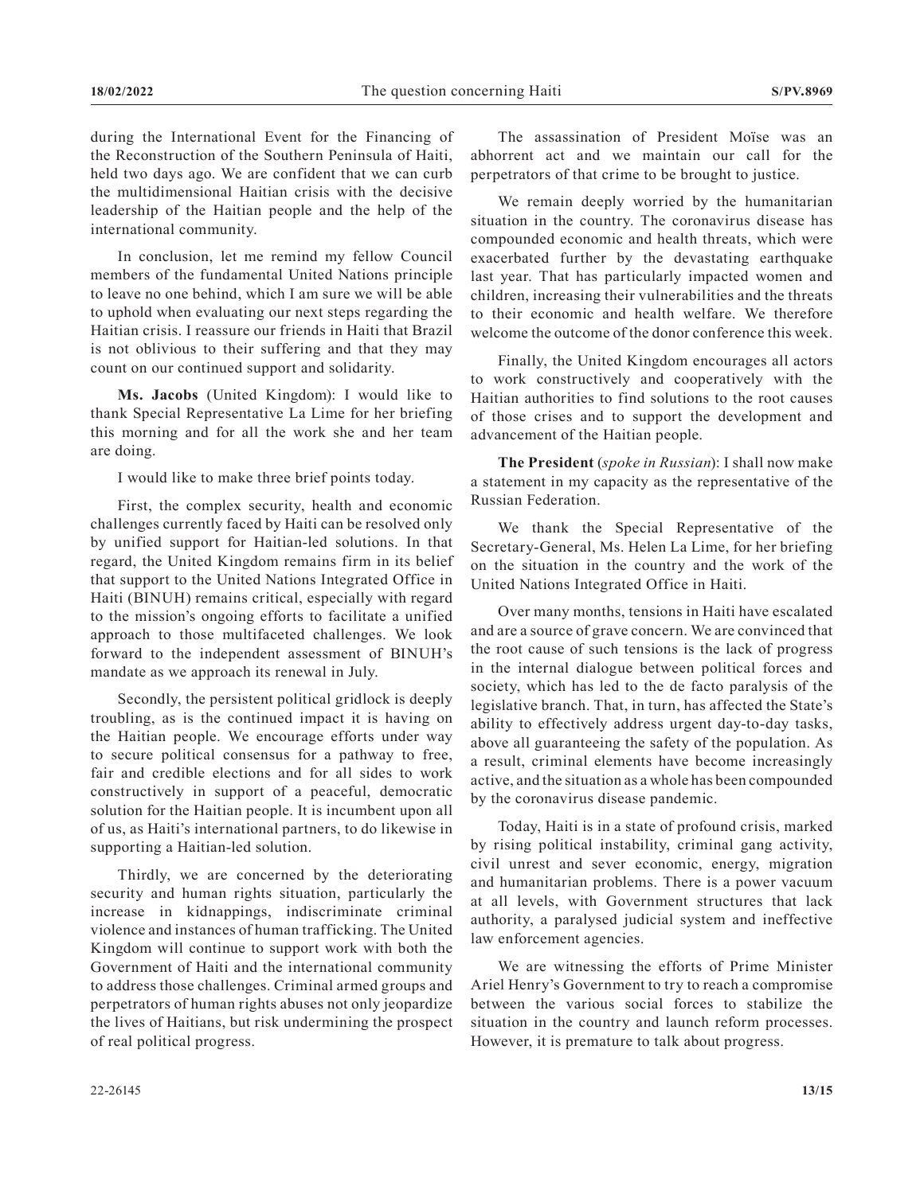during the International Event for the Financing of the Reconstruction of the Southern Peninsula of Haiti, held two days ago. We are confident that we can curb the multidimensional Haitian crisis with the decisive leadership of the Haitian people and the help of the international community.

In conclusion, let me remind my fellow Council members of the fundamental United Nations principle to leave no one behind, which I am sure we will be able to uphold when evaluating our next steps regarding the Haitian crisis. I reassure our friends in Haiti that Brazil is not oblivious to their suffering and that they may count on our continued support and solidarity.

**Ms. Jacobs** (United Kingdom): I would like to thank Special Representative La Lime for her briefing this morning and for all the work she and her team are doing.

I would like to make three brief points today.

First, the complex security, health and economic challenges currently faced by Haiti can be resolved only by unified support for Haitian-led solutions. In that regard, the United Kingdom remains firm in its belief that support to the United Nations Integrated Office in Haiti (BINUH) remains critical, especially with regard to the mission's ongoing efforts to facilitate a unified approach to those multifaceted challenges. We look forward to the independent assessment of BINUH's mandate as we approach its renewal in July.

Secondly, the persistent political gridlock is deeply troubling, as is the continued impact it is having on the Haitian people. We encourage efforts under way to secure political consensus for a pathway to free, fair and credible elections and for all sides to work constructively in support of a peaceful, democratic solution for the Haitian people. It is incumbent upon all of us, as Haiti's international partners, to do likewise in supporting a Haitian-led solution.

Thirdly, we are concerned by the deteriorating security and human rights situation, particularly the increase in kidnappings, indiscriminate criminal violence and instances of human trafficking. The United Kingdom will continue to support work with both the Government of Haiti and the international community to address those challenges. Criminal armed groups and perpetrators of human rights abuses not only jeopardize the lives of Haitians, but risk undermining the prospect of real political progress.

The assassination of President Moïse was an abhorrent act and we maintain our call for the perpetrators of that crime to be brought to justice.

We remain deeply worried by the humanitarian situation in the country. The coronavirus disease has compounded economic and health threats, which were exacerbated further by the devastating earthquake last year. That has particularly impacted women and children, increasing their vulnerabilities and the threats to their economic and health welfare. We therefore welcome the outcome of the donor conference this week.

Finally, the United Kingdom encourages all actors to work constructively and cooperatively with the Haitian authorities to find solutions to the root causes of those crises and to support the development and advancement of the Haitian people.

**The President** (*spoke in Russian*): I shall now make a statement in my capacity as the representative of the Russian Federation.

We thank the Special Representative of the Secretary-General, Ms. Helen La Lime, for her briefing on the situation in the country and the work of the United Nations Integrated Office in Haiti.

Over many months, tensions in Haiti have escalated and are a source of grave concern. We are convinced that the root cause of such tensions is the lack of progress in the internal dialogue between political forces and society, which has led to the de facto paralysis of the legislative branch. That, in turn, has affected the State's ability to effectively address urgent day-to-day tasks, above all guaranteeing the safety of the population. As a result, criminal elements have become increasingly active, and the situation as a whole has been compounded by the coronavirus disease pandemic.

Today, Haiti is in a state of profound crisis, marked by rising political instability, criminal gang activity, civil unrest and sever economic, energy, migration and humanitarian problems. There is a power vacuum at all levels, with Government structures that lack authority, a paralysed judicial system and ineffective law enforcement agencies.

We are witnessing the efforts of Prime Minister Ariel Henry's Government to try to reach a compromise between the various social forces to stabilize the situation in the country and launch reform processes. However, it is premature to talk about progress.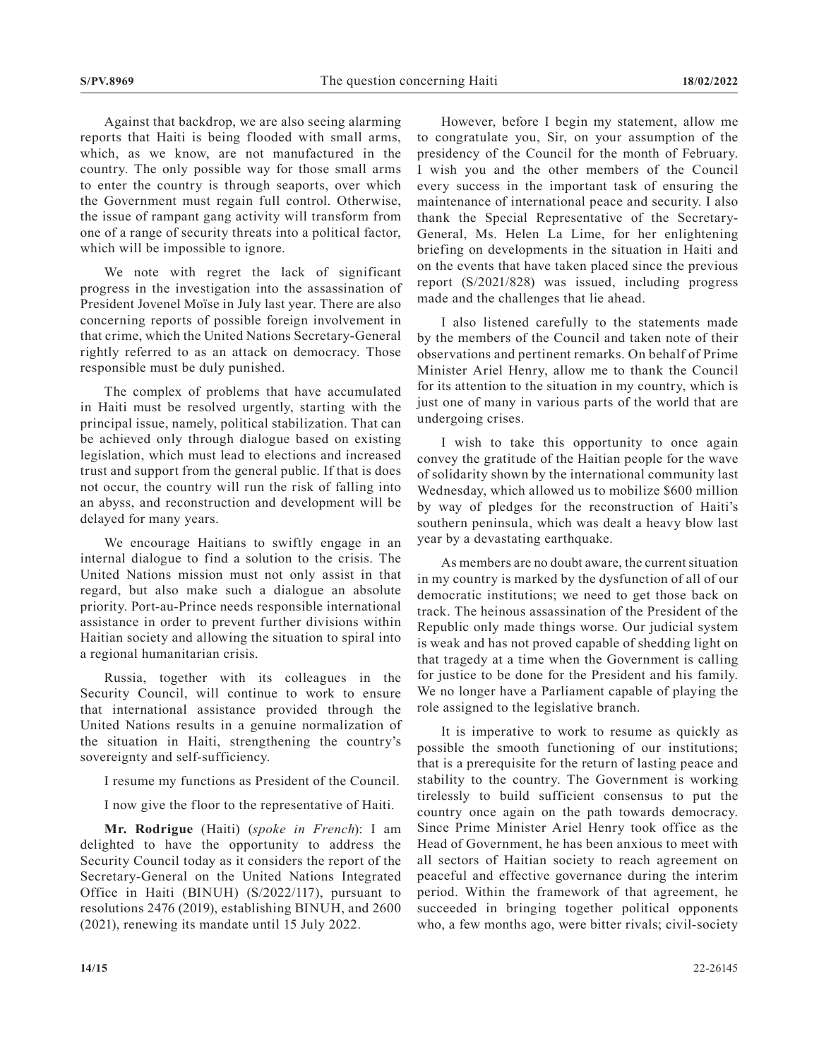Against that backdrop, we are also seeing alarming reports that Haiti is being flooded with small arms, which, as we know, are not manufactured in the country. The only possible way for those small arms to enter the country is through seaports, over which the Government must regain full control. Otherwise, the issue of rampant gang activity will transform from one of a range of security threats into a political factor, which will be impossible to ignore.

We note with regret the lack of significant progress in the investigation into the assassination of President Jovenel Moïse in July last year. There are also concerning reports of possible foreign involvement in that crime, which the United Nations Secretary-General rightly referred to as an attack on democracy. Those responsible must be duly punished.

The complex of problems that have accumulated in Haiti must be resolved urgently, starting with the principal issue, namely, political stabilization. That can be achieved only through dialogue based on existing legislation, which must lead to elections and increased trust and support from the general public. If that is does not occur, the country will run the risk of falling into an abyss, and reconstruction and development will be delayed for many years.

We encourage Haitians to swiftly engage in an internal dialogue to find a solution to the crisis. The United Nations mission must not only assist in that regard, but also make such a dialogue an absolute priority. Port-au-Prince needs responsible international assistance in order to prevent further divisions within Haitian society and allowing the situation to spiral into a regional humanitarian crisis.

Russia, together with its colleagues in the Security Council, will continue to work to ensure that international assistance provided through the United Nations results in a genuine normalization of the situation in Haiti, strengthening the country's sovereignty and self-sufficiency.

I resume my functions as President of the Council.

I now give the floor to the representative of Haiti.

**Mr. Rodrigue** (Haiti) (*spoke in French*): I am delighted to have the opportunity to address the Security Council today as it considers the report of the Secretary-General on the United Nations Integrated Office in Haiti (BINUH) (S/2022/117), pursuant to resolutions 2476 (2019), establishing BINUH, and 2600 (2021), renewing its mandate until 15 July 2022.

However, before I begin my statement, allow me to congratulate you, Sir, on your assumption of the presidency of the Council for the month of February. I wish you and the other members of the Council every success in the important task of ensuring the maintenance of international peace and security. I also thank the Special Representative of the Secretary-General, Ms. Helen La Lime, for her enlightening briefing on developments in the situation in Haiti and on the events that have taken placed since the previous report (S/2021/828) was issued, including progress made and the challenges that lie ahead.

I also listened carefully to the statements made by the members of the Council and taken note of their observations and pertinent remarks. On behalf of Prime Minister Ariel Henry, allow me to thank the Council for its attention to the situation in my country, which is just one of many in various parts of the world that are undergoing crises.

I wish to take this opportunity to once again convey the gratitude of the Haitian people for the wave of solidarity shown by the international community last Wednesday, which allowed us to mobilize $600 million by way of pledges for the reconstruction of Haiti's southern peninsula, which was dealt a heavy blow last year by a devastating earthquake.

As members are no doubt aware, the current situation in my country is marked by the dysfunction of all of our democratic institutions; we need to get those back on track. The heinous assassination of the President of the Republic only made things worse. Our judicial system is weak and has not proved capable of shedding light on that tragedy at a time when the Government is calling for justice to be done for the President and his family. We no longer have a Parliament capable of playing the role assigned to the legislative branch.

It is imperative to work to resume as quickly as possible the smooth functioning of our institutions; that is a prerequisite for the return of lasting peace and stability to the country. The Government is working tirelessly to build sufficient consensus to put the country once again on the path towards democracy. Since Prime Minister Ariel Henry took office as the Head of Government, he has been anxious to meet with all sectors of Haitian society to reach agreement on peaceful and effective governance during the interim period. Within the framework of that agreement, he succeeded in bringing together political opponents who, a few months ago, were bitter rivals; civil-society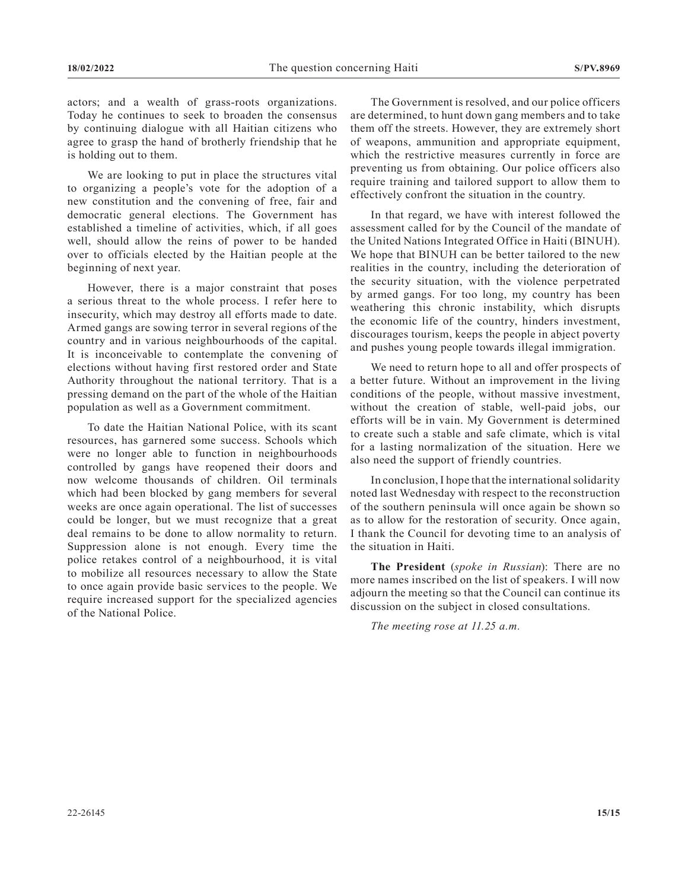actors; and a wealth of grass-roots organizations. Today he continues to seek to broaden the consensus by continuing dialogue with all Haitian citizens who agree to grasp the hand of brotherly friendship that he is holding out to them.

We are looking to put in place the structures vital to organizing a people's vote for the adoption of a new constitution and the convening of free, fair and democratic general elections. The Government has established a timeline of activities, which, if all goes well, should allow the reins of power to be handed over to officials elected by the Haitian people at the beginning of next year.

However, there is a major constraint that poses a serious threat to the whole process. I refer here to insecurity, which may destroy all efforts made to date. Armed gangs are sowing terror in several regions of the country and in various neighbourhoods of the capital. It is inconceivable to contemplate the convening of elections without having first restored order and State Authority throughout the national territory. That is a pressing demand on the part of the whole of the Haitian population as well as a Government commitment.

To date the Haitian National Police, with its scant resources, has garnered some success. Schools which were no longer able to function in neighbourhoods controlled by gangs have reopened their doors and now welcome thousands of children. Oil terminals which had been blocked by gang members for several weeks are once again operational. The list of successes could be longer, but we must recognize that a great deal remains to be done to allow normality to return. Suppression alone is not enough. Every time the police retakes control of a neighbourhood, it is vital to mobilize all resources necessary to allow the State to once again provide basic services to the people. We require increased support for the specialized agencies of the National Police.

The Government is resolved, and our police officers are determined, to hunt down gang members and to take them off the streets. However, they are extremely short of weapons, ammunition and appropriate equipment, which the restrictive measures currently in force are preventing us from obtaining. Our police officers also require training and tailored support to allow them to effectively confront the situation in the country.

In that regard, we have with interest followed the assessment called for by the Council of the mandate of the United Nations Integrated Office in Haiti (BINUH). We hope that BINUH can be better tailored to the new realities in the country, including the deterioration of the security situation, with the violence perpetrated by armed gangs. For too long, my country has been weathering this chronic instability, which disrupts the economic life of the country, hinders investment, discourages tourism, keeps the people in abject poverty and pushes young people towards illegal immigration.

We need to return hope to all and offer prospects of a better future. Without an improvement in the living conditions of the people, without massive investment, without the creation of stable, well-paid jobs, our efforts will be in vain. My Government is determined to create such a stable and safe climate, which is vital for a lasting normalization of the situation. Here we also need the support of friendly countries.

In conclusion, I hope that the international solidarity noted last Wednesday with respect to the reconstruction of the southern peninsula will once again be shown so as to allow for the restoration of security. Once again, I thank the Council for devoting time to an analysis of the situation in Haiti.

**The President** (*spoke in Russian*): There are no more names inscribed on the list of speakers. I will now adjourn the meeting so that the Council can continue its discussion on the subject in closed consultations.

*The meeting rose at 11.25 a.m.*